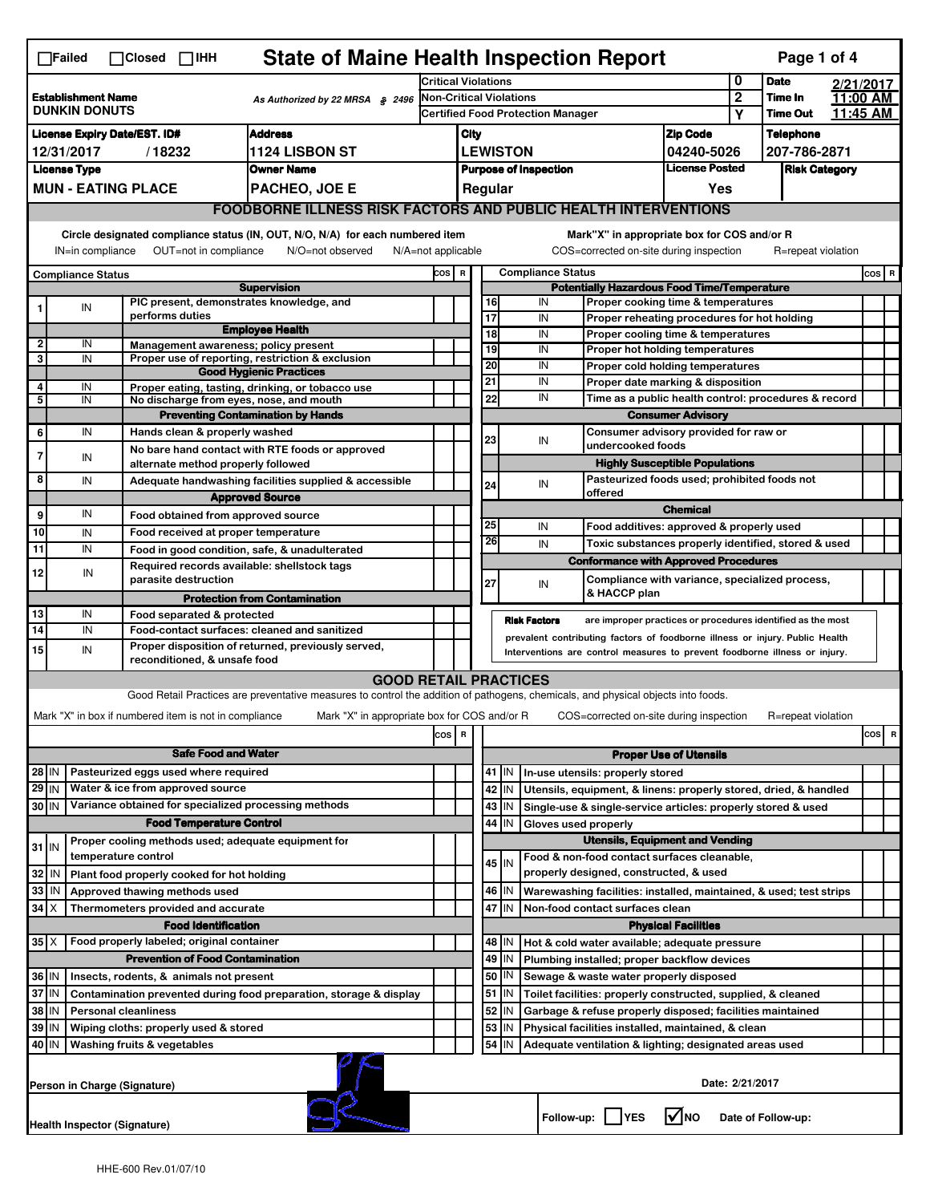☐Failed ☐Closed ☐IHH

# State of Maine Health Inspection Report

| Establishment Name | As Authorized by 22 MRSA § 2496 | Critical Violations | 0 | Date | 2/21/2017 |
|---|---|---|---|---|---|
| DUNKIN DONUTS | | Non-Critical Violations | 2 | Time In | 11:00 AM |
| | | Certified Food Protection Manager | Y | Time Out | 11:45 AM |

| License Expiry Date/EST. ID# | Address | City | Zip Code | Telephone |
|---|---|---|---|---|
| 12/31/2017 / 18232 | 1124 LISBON ST | LEWISTON | 04240-5026 | 207-786-2871 |

| License Type | Owner Name | Purpose of Inspection | License Posted | Risk Category |
|---|---|---|---|---|
| MUN - EATING PLACE | PACHEO, JOE E | Regular | Yes | |

## FOODBORNE ILLNESS RISK FACTORS AND PUBLIC HEALTH INTERVENTIONS

Circle designated compliance status (IN, OUT, N/O, N/A) for each numbered item — IN=in compliance, OUT=not in compliance, N/O=not observed, N/A=not applicable

Mark"X" in appropriate box for COS and/or R — COS=corrected on-site during inspection, R=repeat violation

| # | Compliance Status | Item | COS | R |
|---|---|---|---|---|
| | | **Supervision** | | |
| 1 | IN | PIC present, demonstrates knowledge, and performs duties | | |
| | | **Employee Health** | | |
| 2 | IN | Management awareness; policy present | | |
| 3 | IN | Proper use of reporting, restriction & exclusion | | |
| | | **Good Hygienic Practices** | | |
| 4 | IN | Proper eating, tasting, drinking, or tobacco use | | |
| 5 | IN | No discharge from eyes, nose, and mouth | | |
| | | **Preventing Contamination by Hands** | | |
| 6 | IN | Hands clean & properly washed | | |
| 7 | IN | No bare hand contact with RTE foods or approved alternate method properly followed | | |
| 8 | IN | Adequate handwashing facilities supplied & accessible | | |
| | | **Approved Source** | | |
| 9 | IN | Food obtained from approved source | | |
| 10 | IN | Food received at proper temperature | | |
| 11 | IN | Food in good condition, safe, & unadulterated | | |
| 12 | IN | Required records available: shellstock tags parasite destruction | | |
| | | **Protection from Contamination** | | |
| 13 | IN | Food separated & protected | | |
| 14 | IN | Food-contact surfaces: cleaned and sanitized | | |
| 15 | IN | Proper disposition of returned, previously served, reconditioned, & unsafe food | | |
| | | **Potentially Hazardous Food Time/Temperature** | | |
| 16 | IN | Proper cooking time & temperatures | | |
| 17 | IN | Proper reheating procedures for hot holding | | |
| 18 | IN | Proper cooling time & temperatures | | |
| 19 | IN | Proper hot holding temperatures | | |
| 20 | IN | Proper cold holding temperatures | | |
| 21 | IN | Proper date marking & disposition | | |
| 22 | IN | Time as a public health control: procedures & record | | |
| | | **Consumer Advisory** | | |
| 23 | IN | Consumer advisory provided for raw or undercooked foods | | |
| | | **Highly Susceptible Populations** | | |
| 24 | IN | Pasteurized foods used; prohibited foods not offered | | |
| | | **Chemical** | | |
| 25 | IN | Food additives: approved & properly used | | |
| 26 | IN | Toxic substances properly identified, stored & used | | |
| | | **Conformance with Approved Procedures** | | |
| 27 | IN | Compliance with variance, specialized process, & HACCP plan | | |

**Risk Factors** are improper practices or procedures identified as the most prevalent contributing factors of foodborne illness or injury. Public Health Interventions are control measures to prevent foodborne illness or injury.

## GOOD RETAIL PRACTICES

Good Retail Practices are preventative measures to control the addition of pathogens, chemicals, and physical objects into foods.

Mark "X" in box if numbered item is not in compliance — Mark "X" in appropriate box for COS and/or R — COS=corrected on-site during inspection — R=repeat violation

| # | Status | Item | COS | R |
|---|---|---|---|---|
| | | **Safe Food and Water** | | |
| 28 | IN | Pasteurized eggs used where required | | |
| 29 | IN | Water & ice from approved source | | |
| 30 | IN | Variance obtained for specialized processing methods | | |
| | | **Food Temperature Control** | | |
| 31 | IN | Proper cooling methods used; adequate equipment for temperature control | | |
| 32 | IN | Plant food properly cooked for hot holding | | |
| 33 | IN | Approved thawing methods used | | |
| 34 | X | Thermometers provided and accurate | | |
| | | **Food Identification** | | |
| 35 | X | Food properly labeled; original container | | |
| | | **Prevention of Food Contamination** | | |
| 36 | IN | Insects, rodents, & animals not present | | |
| 37 | IN | Contamination prevented during food preparation, storage & display | | |
| 38 | IN | Personal cleanliness | | |
| 39 | IN | Wiping cloths: properly used & stored | | |
| 40 | IN | Washing fruits & vegetables | | |
| | | **Proper Use of Utensils** | | |
| 41 | IN | In-use utensils: properly stored | | |
| 42 | IN | Utensils, equipment, & linens: properly stored, dried, & handled | | |
| 43 | IN | Single-use & single-service articles: properly stored & used | | |
| 44 | IN | Gloves used properly | | |
| | | **Utensils, Equipment and Vending** | | |
| 45 | IN | Food & non-food contact surfaces cleanable, properly designed, constructed, & used | | |
| 46 | IN | Warewashing facilities: installed, maintained, & used; test strips | | |
| 47 | IN | Non-food contact surfaces clean | | |
| | | **Physical Facilities** | | |
| 48 | IN | Hot & cold water available; adequate pressure | | |
| 49 | IN | Plumbing installed; proper backflow devices | | |
| 50 | IN | Sewage & waste water properly disposed | | |
| 51 | IN | Toilet facilities: properly constructed, supplied, & cleaned | | |
| 52 | IN | Garbage & refuse properly disposed; facilities maintained | | |
| 53 | IN | Physical facilities installed, maintained, & clean | | |
| 54 | IN | Adequate ventilation & lighting; designated areas used | | |

Person in Charge (Signature): PF — Date: 2/21/2017

Health Inspector (Signature): [signature]

Follow-up: ☐ YES ☑ NO — Date of Follow-up:

HHE-600 Rev.01/07/10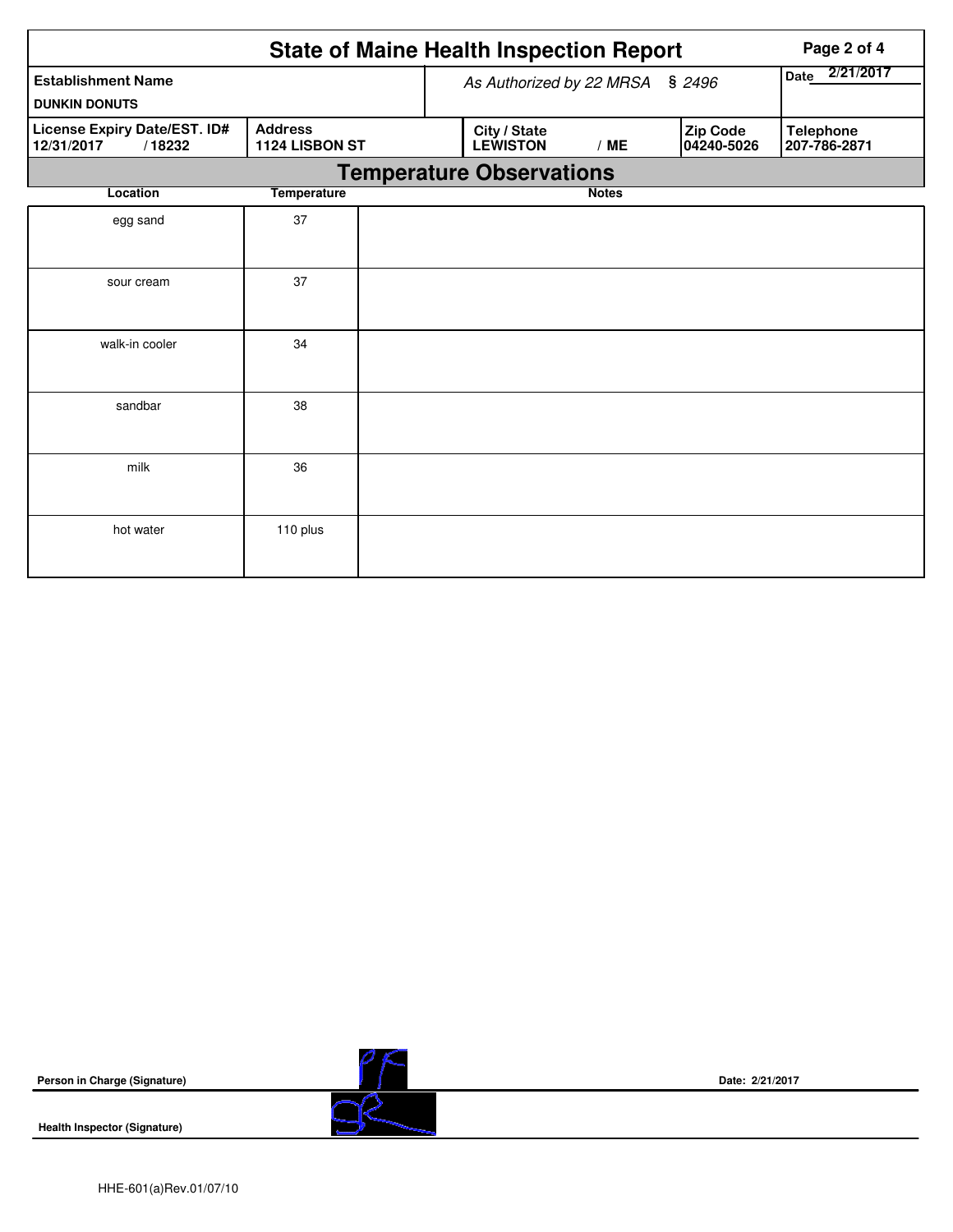# State of Maine Health Inspection Report

| Establishment Name | As Authorized by 22 MRSA § 2496 | Date 2/21/2017 |
|---|---|---|
| DUNKIN DONUTS | | |

| License Expiry Date/EST. ID# | Address | City / State | Zip Code | Telephone |
|---|---|---|---|---|
| 12/31/2017 / 18232 | 1124 LISBON ST | LEWISTON / ME | 04240-5026 | 207-786-2871 |

## Temperature Observations

| Location | Temperature | Notes |
|---|---|---|
| egg sand | 37 | |
| sour cream | 37 | |
| walk-in cooler | 34 | |
| sandbar | 38 | |
| milk | 36 | |
| hot water | 110 plus | |

**Person in Charge (Signature)** PF **Date: 2/21/2017**

**Health Inspector (Signature)**

HHE-601(a)Rev.01/07/10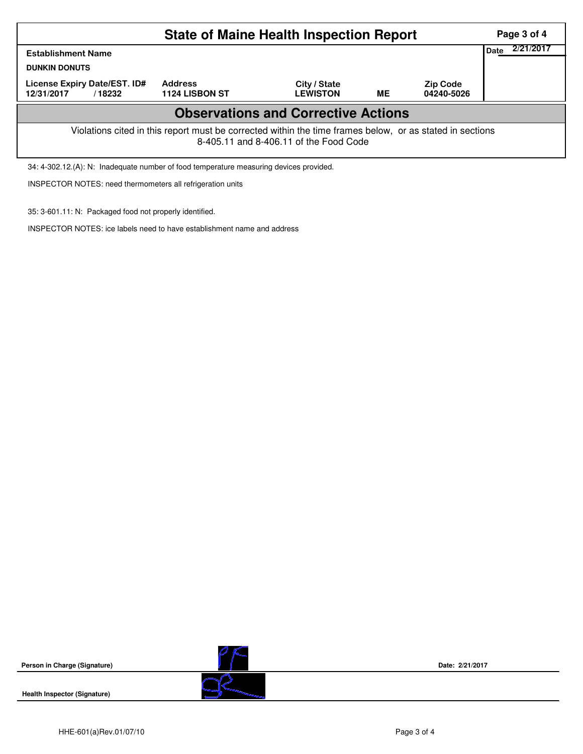# State of Maine Health Inspection Report

| Establishment Name | | | | | Date 2/21/2017 |
|---|---|---|---|---|---|
| **DUNKIN DONUTS** | | | | | |
| **License Expiry Date/EST. ID#** | **Address** | **City / State** | | **Zip Code** | |
| **12/31/2017 / 18232** | **1124 LISBON ST** | **LEWISTON** | **ME** | **04240-5026** | |

## Observations and Corrective Actions

Violations cited in this report must be corrected within the time frames below, or as stated in sections 8-405.11 and 8-406.11 of the Food Code

34: 4-302.12.(A): N: Inadequate number of food temperature measuring devices provided.

INSPECTOR NOTES: need thermometers all refrigeration units

35: 3-601.11: N: Packaged food not properly identified.

INSPECTOR NOTES: ice labels need to have establishment name and address

**Person in Charge (Signature)** **Date: 2/21/2017**

**Health Inspector (Signature)**

HHE-601(a)Rev.01/07/10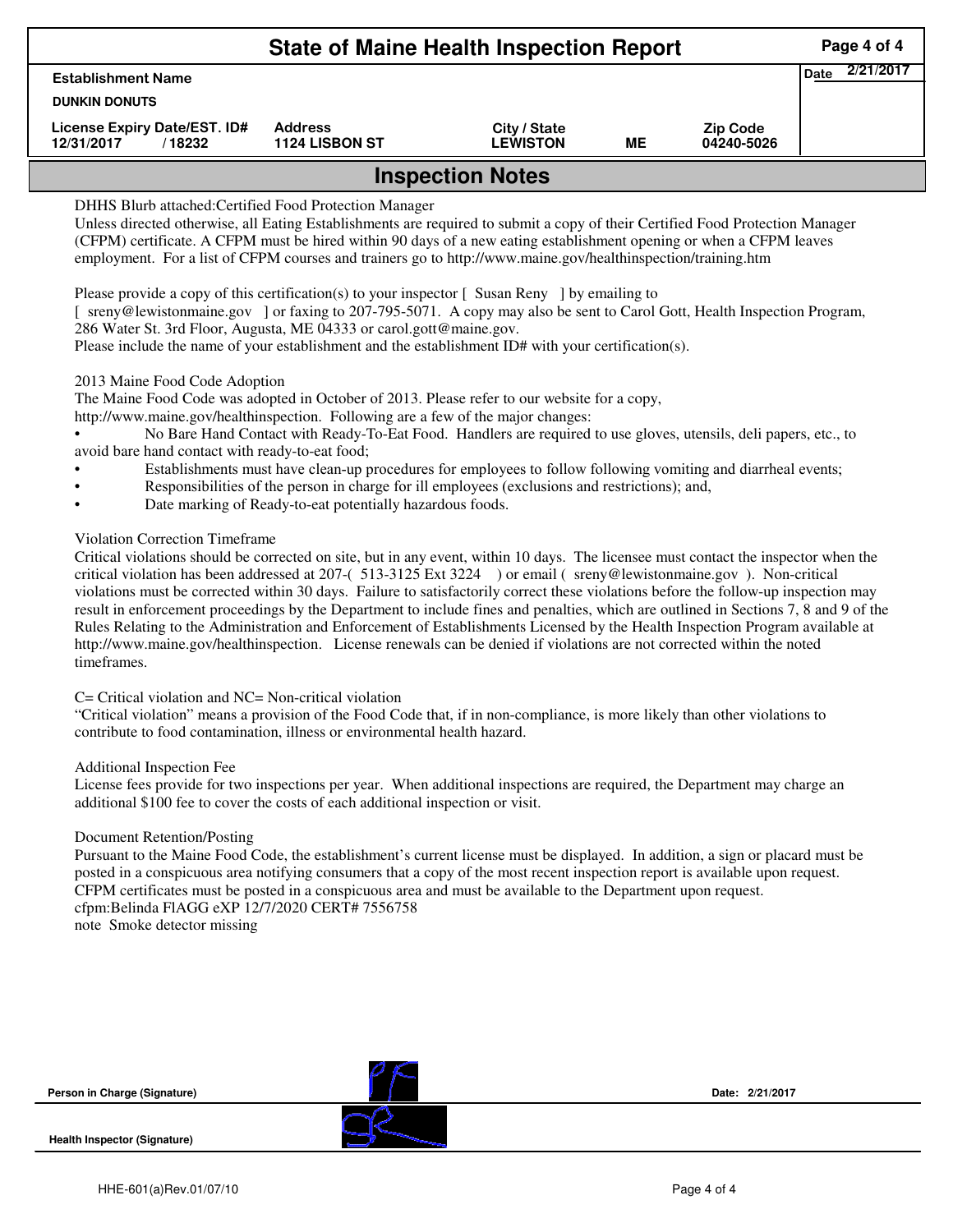# State of Maine Health Inspection Report

| Establishment Name | | | | | Date 2/21/2017 |
|---|---|---|---|---|---|
| DUNKIN DONUTS | | | | | |
| License Expiry Date/EST. ID# | Address | City / State | | Zip Code | |
| 12/31/2017 / 18232 | 1124 LISBON ST | LEWISTON | ME | 04240-5026 | |

## Inspection Notes

DHHS Blurb attached:Certified Food Protection Manager

Unless directed otherwise, all Eating Establishments are required to submit a copy of their Certified Food Protection Manager (CFPM) certificate. A CFPM must be hired within 90 days of a new eating establishment opening or when a CFPM leaves employment. For a list of CFPM courses and trainers go to http://www.maine.gov/healthinspection/training.htm

Please provide a copy of this certification(s) to your inspector [ Susan Reny ] by emailing to [ sreny@lewistonmaine.gov ] or faxing to 207-795-5071. A copy may also be sent to Carol Gott, Health Inspection Program, 286 Water St. 3rd Floor, Augusta, ME 04333 or carol.gott@maine.gov.

Please include the name of your establishment and the establishment ID# with your certification(s).

2013 Maine Food Code Adoption

The Maine Food Code was adopted in October of 2013. Please refer to our website for a copy, http://www.maine.gov/healthinspection. Following are a few of the major changes:

- No Bare Hand Contact with Ready-To-Eat Food. Handlers are required to use gloves, utensils, deli papers, etc., to avoid bare hand contact with ready-to-eat food;
- Establishments must have clean-up procedures for employees to follow following vomiting and diarrheal events;
- Responsibilities of the person in charge for ill employees (exclusions and restrictions); and,
- Date marking of Ready-to-eat potentially hazardous foods.

Violation Correction Timeframe

Critical violations should be corrected on site, but in any event, within 10 days. The licensee must contact the inspector when the critical violation has been addressed at 207-( 513-3125 Ext 3224 ) or email ( sreny@lewistonmaine.gov ). Non-critical violations must be corrected within 30 days. Failure to satisfactorily correct these violations before the follow-up inspection may result in enforcement proceedings by the Department to include fines and penalties, which are outlined in Sections 7, 8 and 9 of the Rules Relating to the Administration and Enforcement of Establishments Licensed by the Health Inspection Program available at http://www.maine.gov/healthinspection. License renewals can be denied if violations are not corrected within the noted timeframes.

C= Critical violation and NC= Non-critical violation

"Critical violation" means a provision of the Food Code that, if in non-compliance, is more likely than other violations to contribute to food contamination, illness or environmental health hazard.

Additional Inspection Fee

License fees provide for two inspections per year. When additional inspections are required, the Department may charge an additional $100 fee to cover the costs of each additional inspection or visit.

Document Retention/Posting

Pursuant to the Maine Food Code, the establishment's current license must be displayed. In addition, a sign or placard must be posted in a conspicuous area notifying consumers that a copy of the most recent inspection report is available upon request. CFPM certificates must be posted in a conspicuous area and must be available to the Department upon request.

cfpm:Belinda FlAGG eXP 12/7/2020 CERT# 7556758

note Smoke detector missing

Person in Charge (Signature) — Date: 2/21/2017

Health Inspector (Signature)

HHE-601(a)Rev.01/07/10